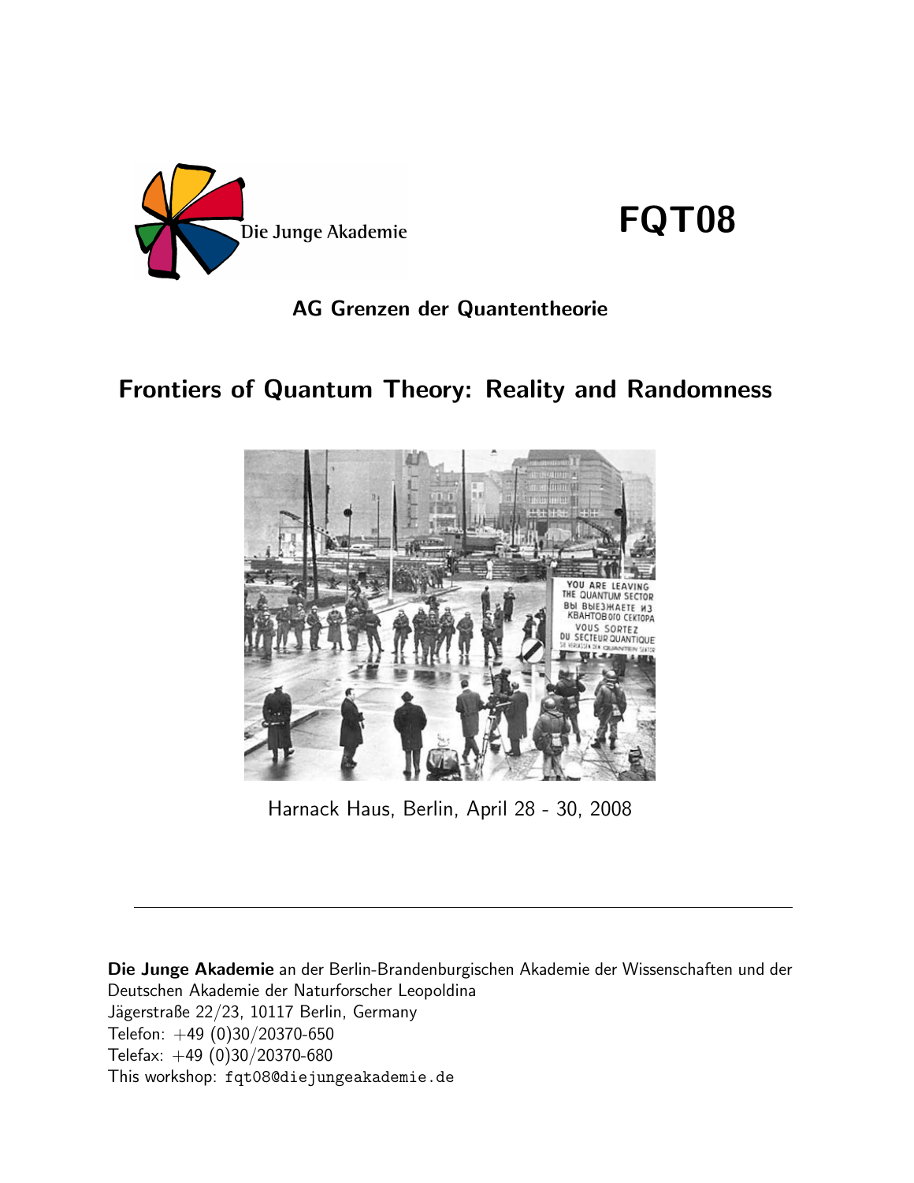Die Junge Akademie

# FQT08

**AG Grenzen der Quantentheorie**

## Frontiers of Quantum Theory: Reality and Randomness

Harnack Haus, Berlin, April 28 - 30, 2008

---

**Die Junge Akademie** an der Berlin-Brandenburgischen Akademie der Wissenschaften und der Deutschen Akademie der Naturforscher Leopoldina
Jägerstraße 22/23, 10117 Berlin, Germany
Telefon: +49 (0)30/20370-650
Telefax: +49 (0)30/20370-680
This workshop: fqt08@diejungeakademie.de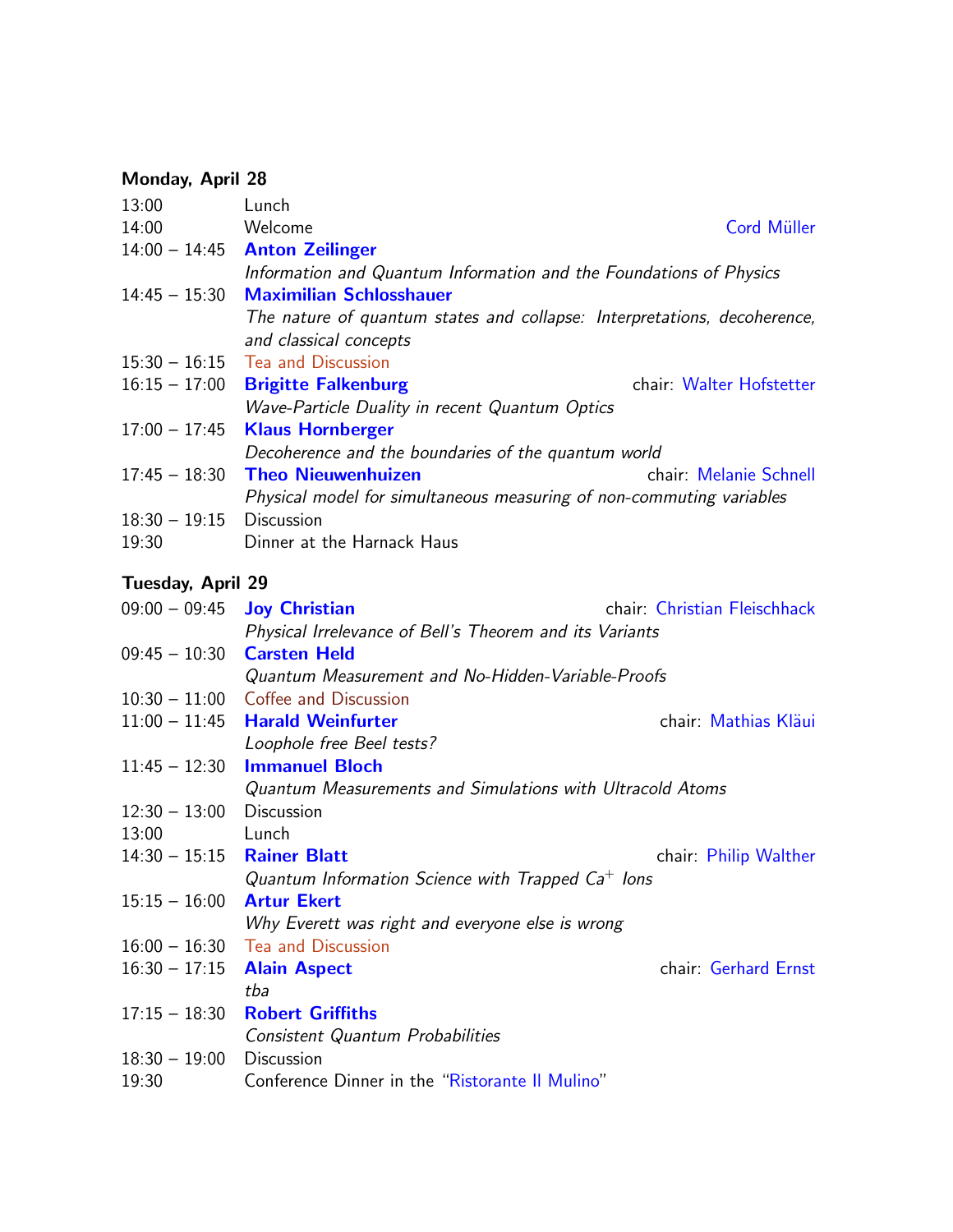### Monday, April 28

13:00 Lunch

14:00 Welcome — Cord Müller

14:00 – 14:45 **Anton Zeilinger**
*Information and Quantum Information and the Foundations of Physics*

14:45 – 15:30 **Maximilian Schlosshauer**
*The nature of quantum states and collapse: Interpretations, decoherence, and classical concepts*

15:30 – 16:15 Tea and Discussion

16:15 – 17:00 **Brigitte Falkenburg** — chair: Walter Hofstetter
*Wave-Particle Duality in recent Quantum Optics*

17:00 – 17:45 **Klaus Hornberger**
*Decoherence and the boundaries of the quantum world*

17:45 – 18:30 **Theo Nieuwenhuizen** — chair: Melanie Schnell
*Physical model for simultaneous measuring of non-commuting variables*

18:30 – 19:15 Discussion

19:30 Dinner at the Harnack Haus

### Tuesday, April 29

09:00 – 09:45 **Joy Christian** — chair: Christian Fleischhack
*Physical Irrelevance of Bell's Theorem and its Variants*

09:45 – 10:30 **Carsten Held**
*Quantum Measurement and No-Hidden-Variable-Proofs*

10:30 – 11:00 Coffee and Discussion

11:00 – 11:45 **Harald Weinfurter** — chair: Mathias Kläui
*Loophole free Beel tests?*

11:45 – 12:30 **Immanuel Bloch**
*Quantum Measurements and Simulations with Ultracold Atoms*

12:30 – 13:00 Discussion

13:00 Lunch

14:30 – 15:15 **Rainer Blatt** — chair: Philip Walther
*Quantum Information Science with Trapped $Ca^+$ Ions*

15:15 – 16:00 **Artur Ekert**
*Why Everett was right and everyone else is wrong*

16:00 – 16:30 Tea and Discussion

16:30 – 17:15 **Alain Aspect** — chair: Gerhard Ernst
*tba*

17:15 – 18:30 **Robert Griffiths**
*Consistent Quantum Probabilities*

18:30 – 19:00 Discussion

19:30 Conference Dinner in the "Ristorante Il Mulino"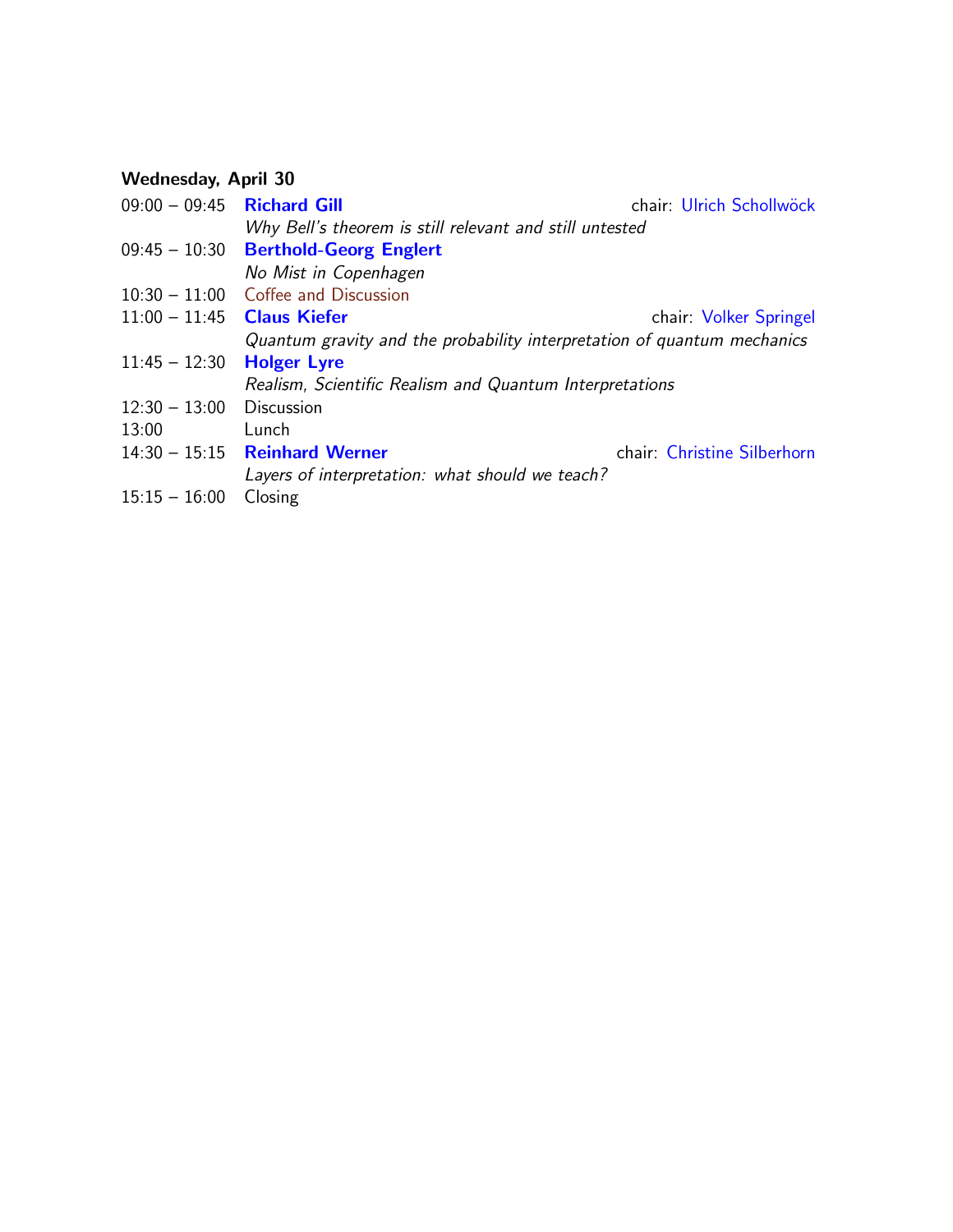**Wednesday, April 30**

| | | |
|---|---|---|
| 09:00 – 09:45 | **Richard Gill**<br>*Why Bell's theorem is still relevant and still untested* | chair: Ulrich Schollwöck |
| 09:45 – 10:30 | **Berthold-Georg Englert**<br>*No Mist in Copenhagen* | |
| 10:30 – 11:00 | Coffee and Discussion | |
| 11:00 – 11:45 | **Claus Kiefer**<br>*Quantum gravity and the probability interpretation of quantum mechanics* | chair: Volker Springel |
| 11:45 – 12:30 | **Holger Lyre**<br>*Realism, Scientific Realism and Quantum Interpretations* | |
| 12:30 – 13:00 | Discussion | |
| 13:00 | Lunch | |
| 14:30 – 15:15 | **Reinhard Werner**<br>*Layers of interpretation: what should we teach?* | chair: Christine Silberhorn |
| 15:15 – 16:00 | Closing | |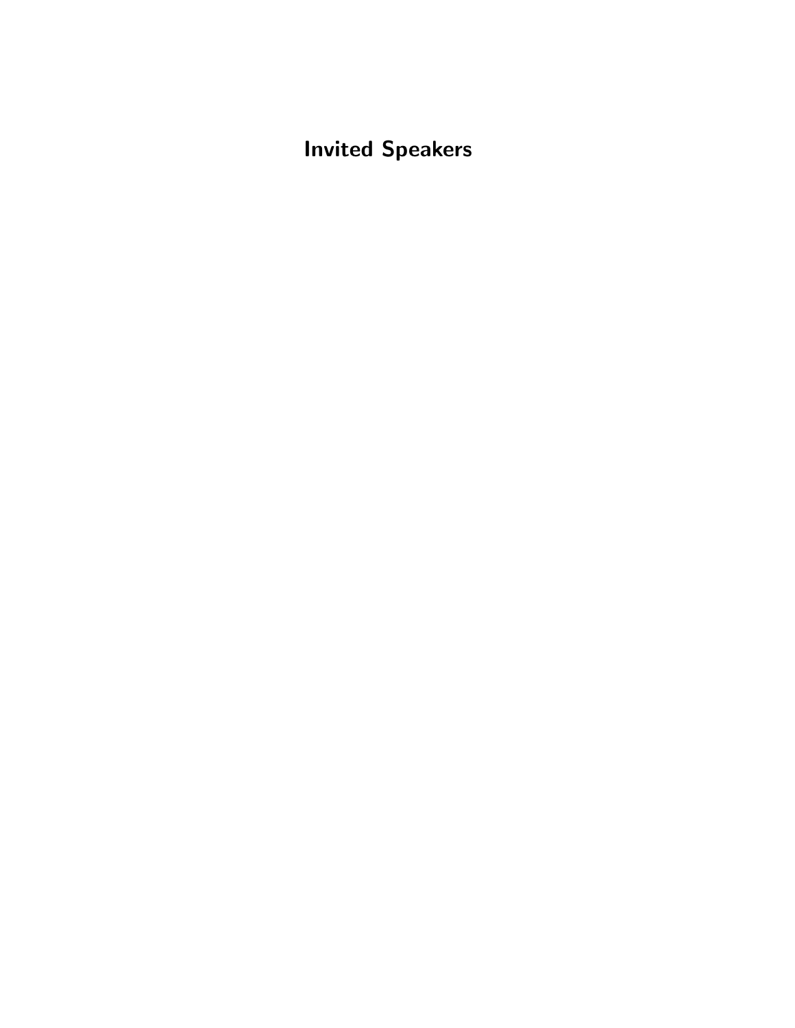# Invited Speakers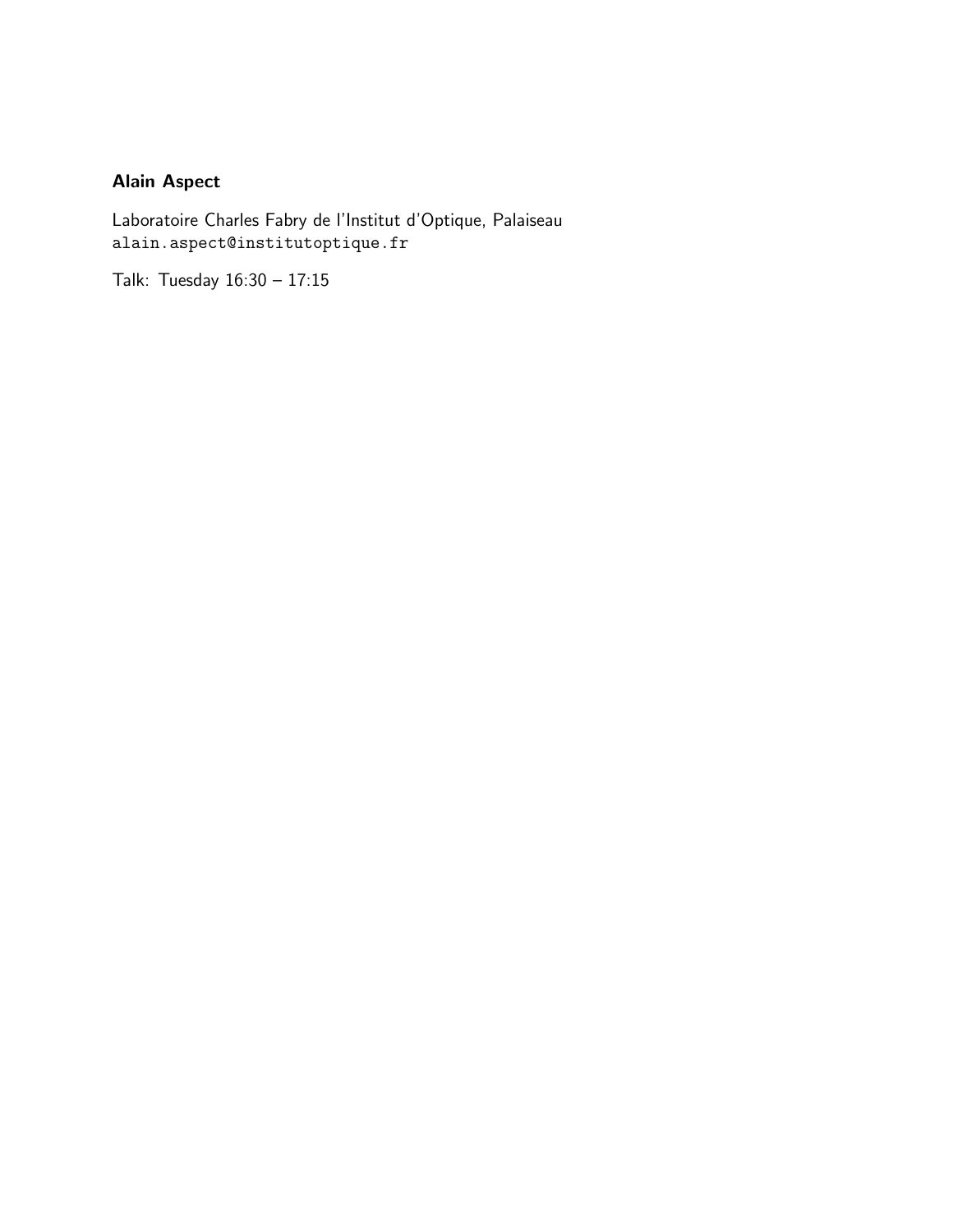**Alain Aspect**

Laboratoire Charles Fabry de l'Institut d'Optique, Palaiseau
`alain.aspect@institutoptique.fr`

Talk: Tuesday 16:30 – 17:15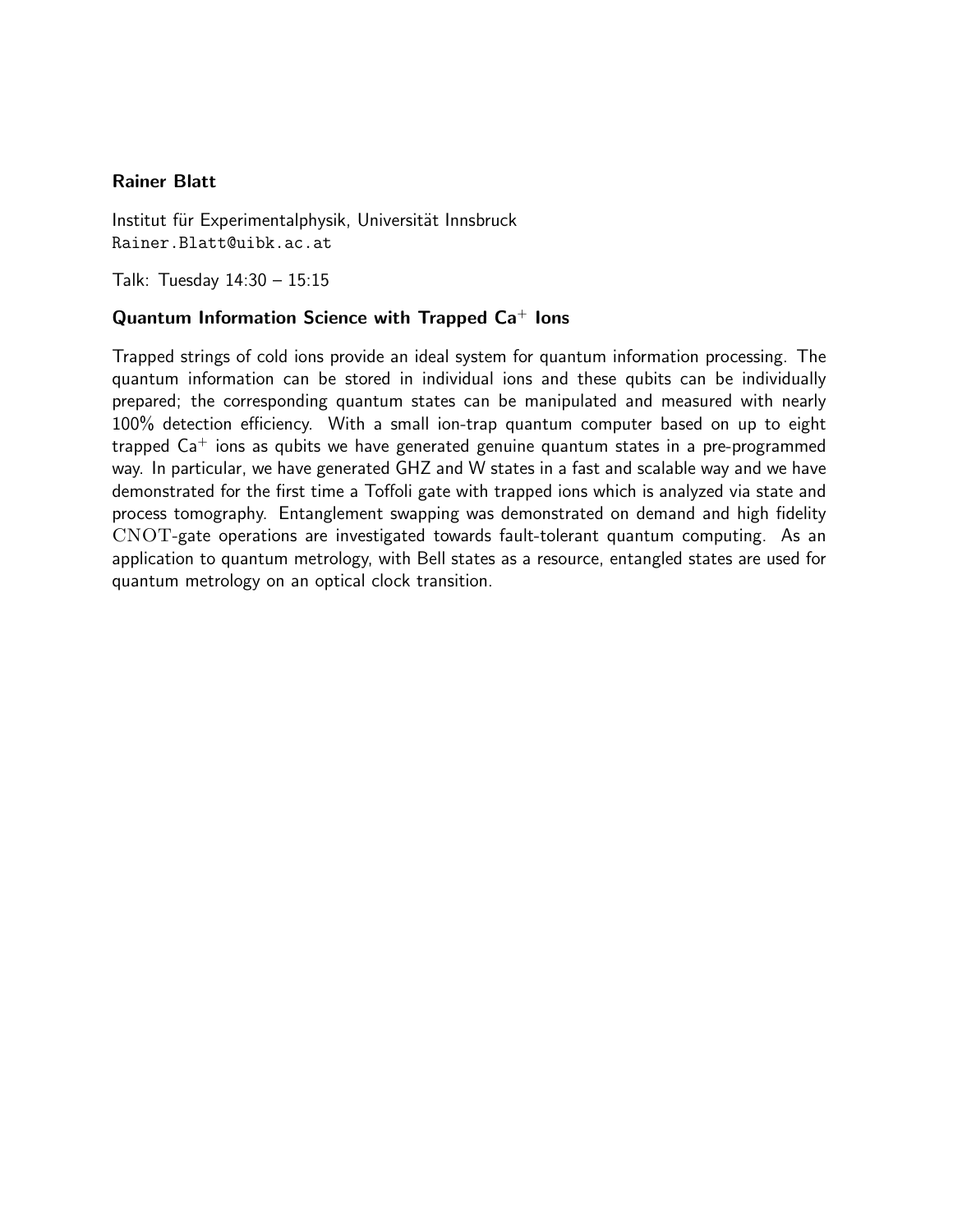**Rainer Blatt**

Institut für Experimentalphysik, Universität Innsbruck
Rainer.Blatt@uibk.ac.at

Talk: Tuesday 14:30 – 15:15

**Quantum Information Science with Trapped $Ca^+$ Ions**

Trapped strings of cold ions provide an ideal system for quantum information processing. The quantum information can be stored in individual ions and these qubits can be individually prepared; the corresponding quantum states can be manipulated and measured with nearly 100% detection efficiency. With a small ion-trap quantum computer based on up to eight trapped $Ca^+$ ions as qubits we have generated genuine quantum states in a pre-programmed way. In particular, we have generated GHZ and W states in a fast and scalable way and we have demonstrated for the first time a Toffoli gate with trapped ions which is analyzed via state and process tomography. Entanglement swapping was demonstrated on demand and high fidelity $\mathrm{CNOT}$-gate operations are investigated towards fault-tolerant quantum computing. As an application to quantum metrology, with Bell states as a resource, entangled states are used for quantum metrology on an optical clock transition.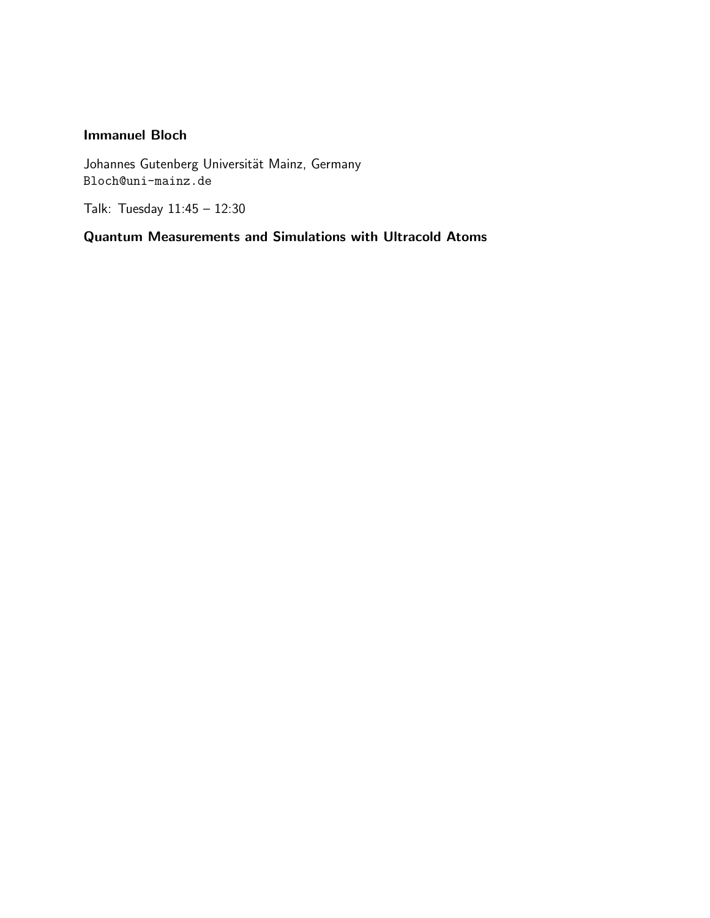**Immanuel Bloch**

Johannes Gutenberg Universität Mainz, Germany
Bloch@uni-mainz.de

Talk: Tuesday 11:45 – 12:30

**Quantum Measurements and Simulations with Ultracold Atoms**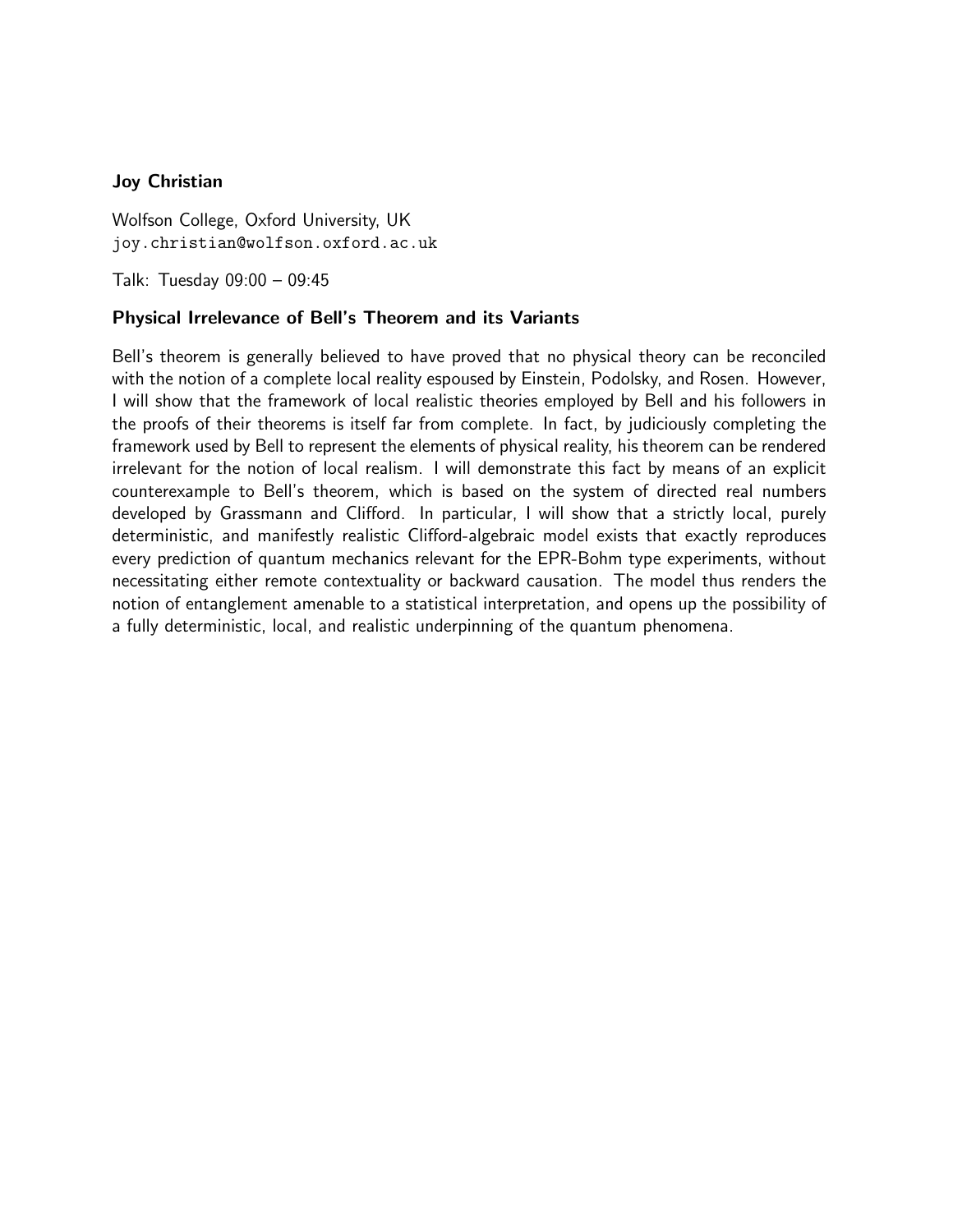**Joy Christian**

Wolfson College, Oxford University, UK
`joy.christian@wolfson.oxford.ac.uk`

Talk: Tuesday 09:00 – 09:45

### Physical Irrelevance of Bell's Theorem and its Variants

Bell's theorem is generally believed to have proved that no physical theory can be reconciled with the notion of a complete local reality espoused by Einstein, Podolsky, and Rosen. However, I will show that the framework of local realistic theories employed by Bell and his followers in the proofs of their theorems is itself far from complete. In fact, by judiciously completing the framework used by Bell to represent the elements of physical reality, his theorem can be rendered irrelevant for the notion of local realism. I will demonstrate this fact by means of an explicit counterexample to Bell's theorem, which is based on the system of directed real numbers developed by Grassmann and Clifford. In particular, I will show that a strictly local, purely deterministic, and manifestly realistic Clifford-algebraic model exists that exactly reproduces every prediction of quantum mechanics relevant for the EPR-Bohm type experiments, without necessitating either remote contextuality or backward causation. The model thus renders the notion of entanglement amenable to a statistical interpretation, and opens up the possibility of a fully deterministic, local, and realistic underpinning of the quantum phenomena.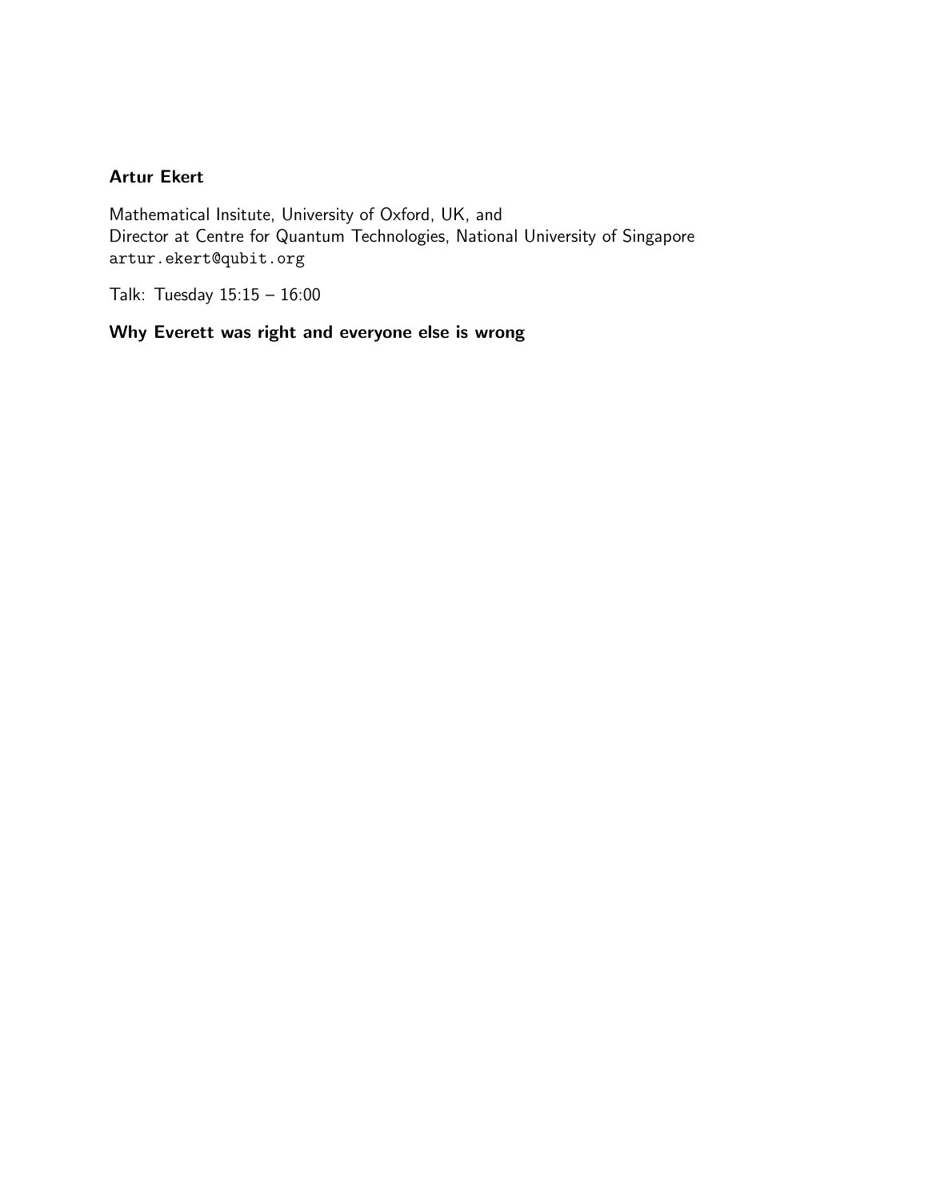**Artur Ekert**

Mathematical Insitute, University of Oxford, UK, and
Director at Centre for Quantum Technologies, National University of Singapore
`artur.ekert@qubit.org`

Talk: Tuesday 15:15 – 16:00

**Why Everett was right and everyone else is wrong**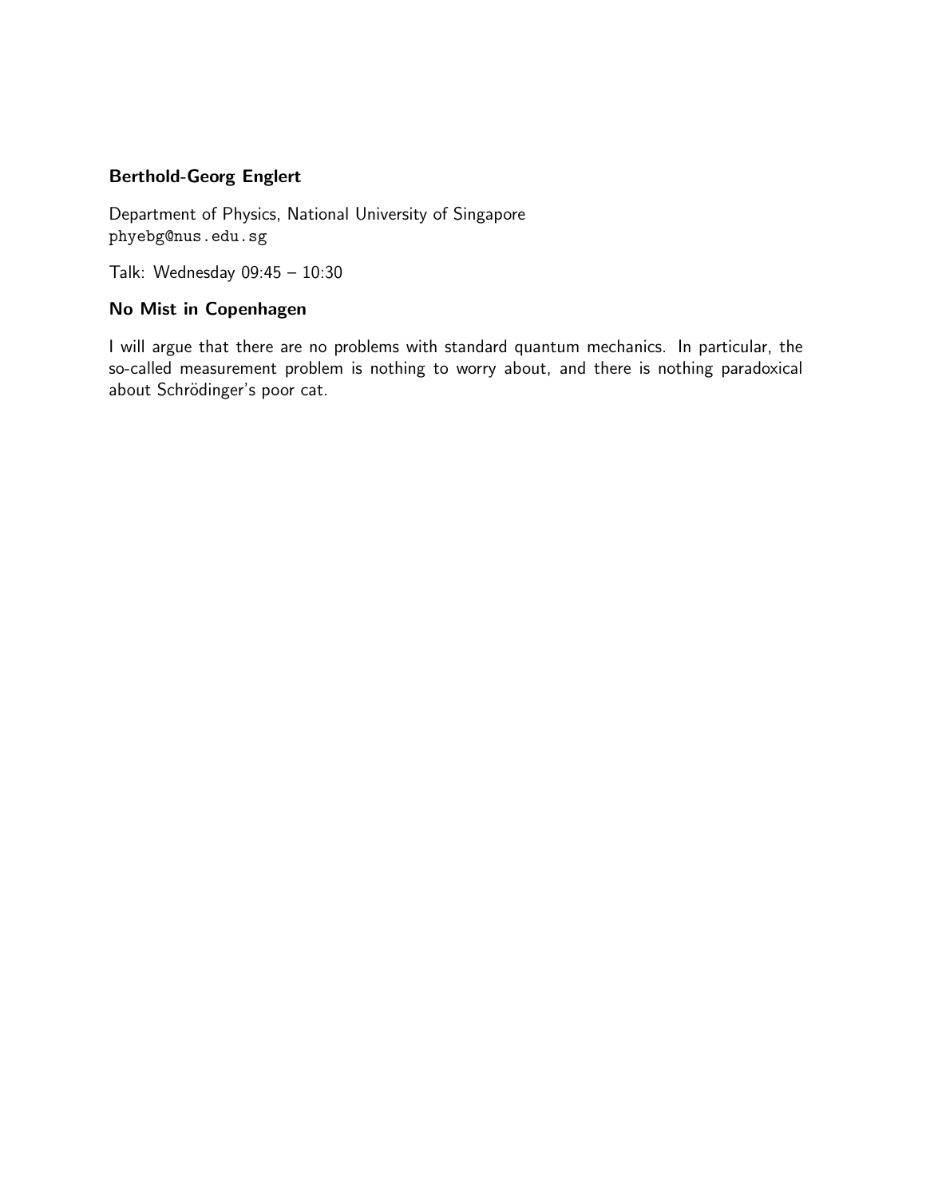**Berthold-Georg Englert**

Department of Physics, National University of Singapore
phyebg@nus.edu.sg

Talk: Wednesday 09:45 – 10:30

**No Mist in Copenhagen**

I will argue that there are no problems with standard quantum mechanics. In particular, the so-called measurement problem is nothing to worry about, and there is nothing paradoxical about Schrödinger's poor cat.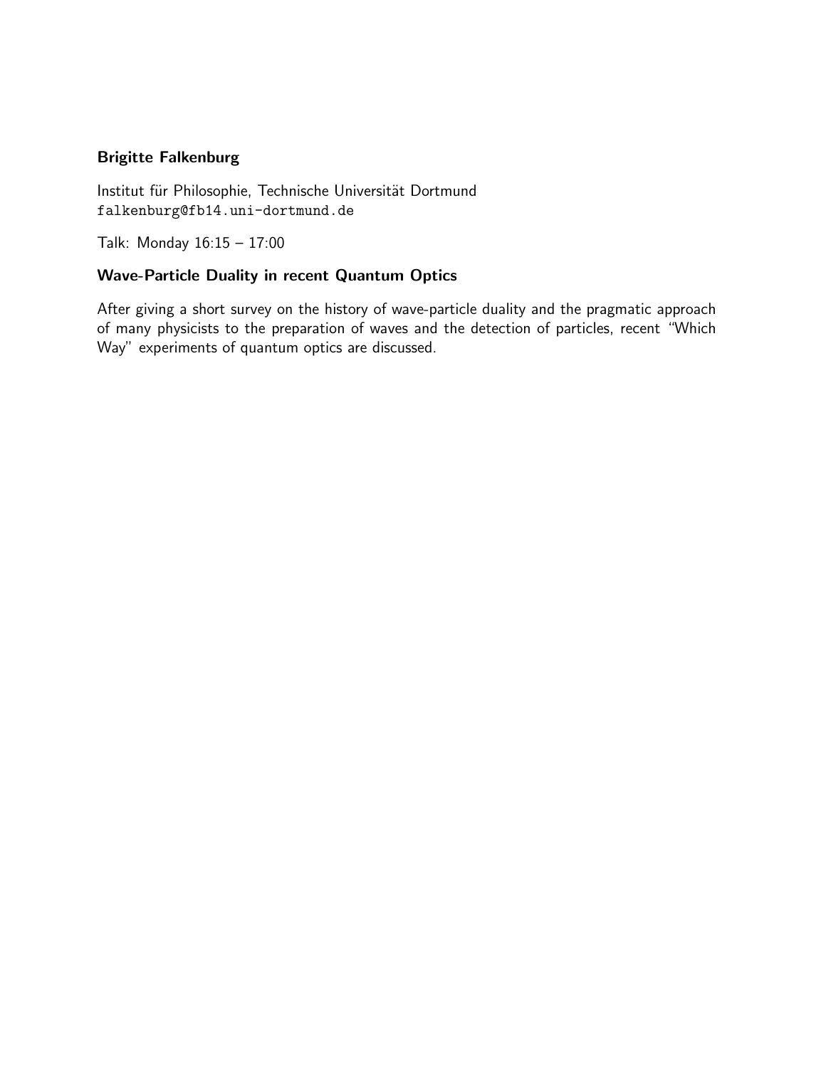**Brigitte Falkenburg**

Institut für Philosophie, Technische Universität Dortmund
`falkenburg@fb14.uni-dortmund.de`

Talk: Monday 16:15 – 17:00

**Wave-Particle Duality in recent Quantum Optics**

After giving a short survey on the history of wave-particle duality and the pragmatic approach of many physicists to the preparation of waves and the detection of particles, recent "Which Way" experiments of quantum optics are discussed.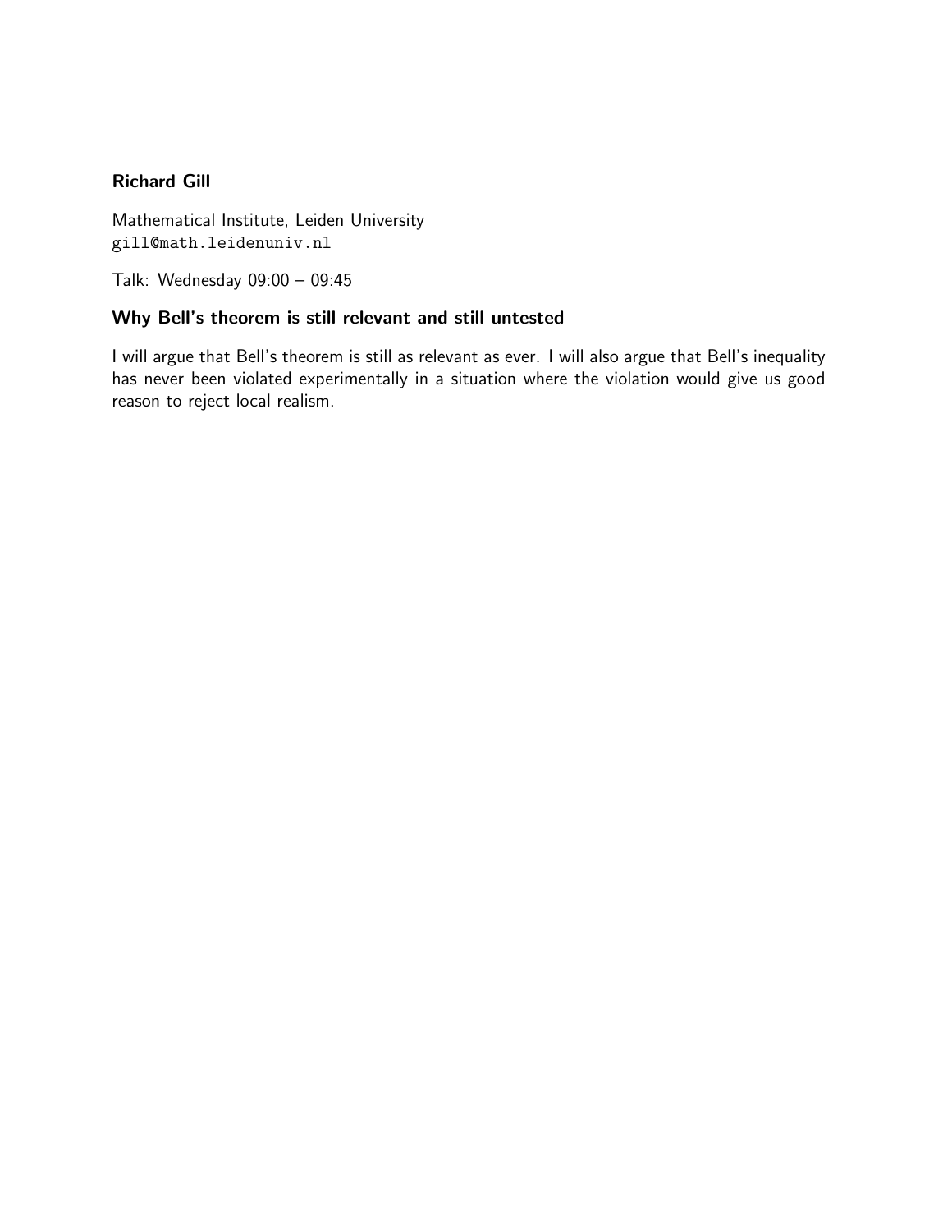**Richard Gill**

Mathematical Institute, Leiden University
`gill@math.leidenuniv.nl`

Talk: Wednesday 09:00 – 09:45

**Why Bell's theorem is still relevant and still untested**

I will argue that Bell's theorem is still as relevant as ever. I will also argue that Bell's inequality has never been violated experimentally in a situation where the violation would give us good reason to reject local realism.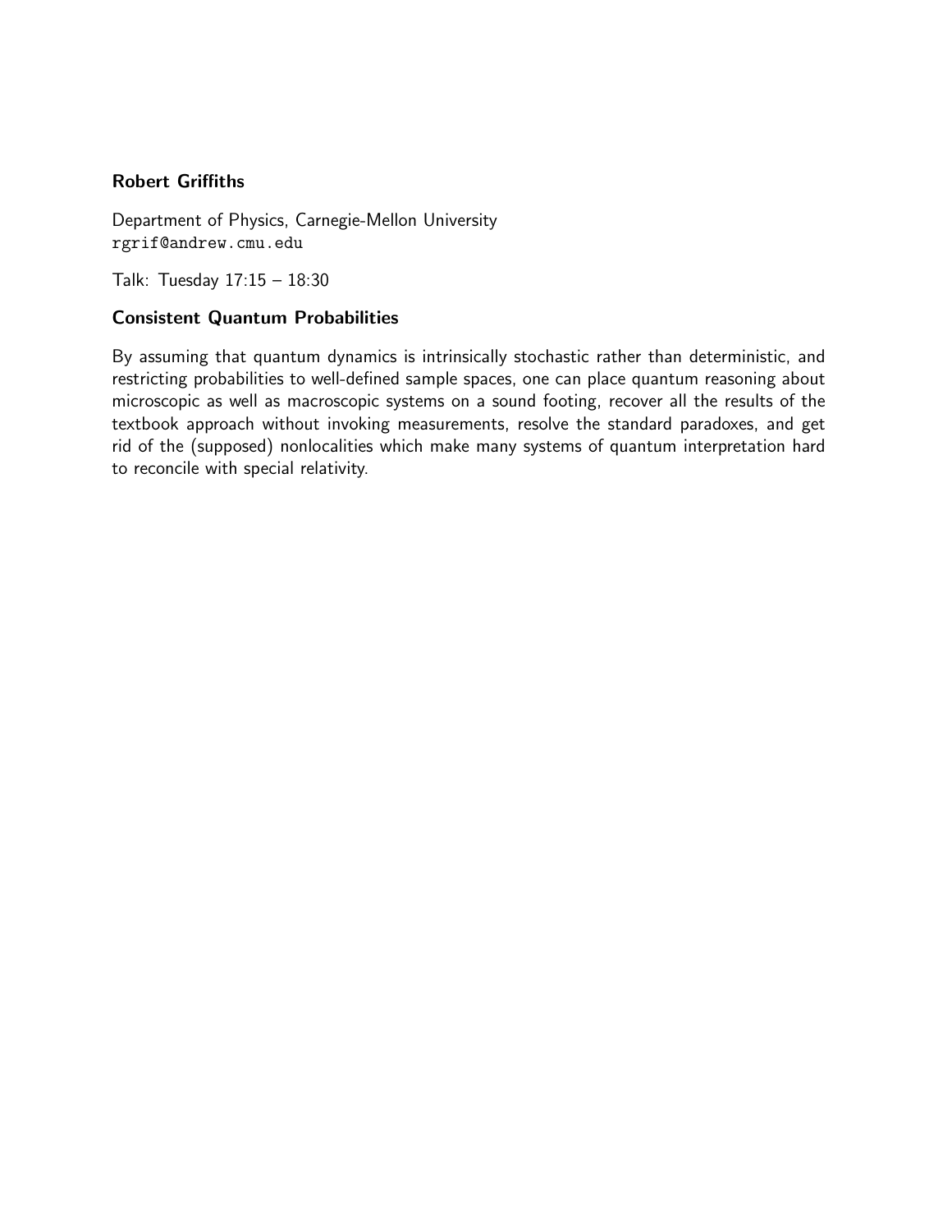**Robert Griffiths**

Department of Physics, Carnegie-Mellon University
rgrif@andrew.cmu.edu

Talk: Tuesday 17:15 – 18:30

**Consistent Quantum Probabilities**

By assuming that quantum dynamics is intrinsically stochastic rather than deterministic, and restricting probabilities to well-defined sample spaces, one can place quantum reasoning about microscopic as well as macroscopic systems on a sound footing, recover all the results of the textbook approach without invoking measurements, resolve the standard paradoxes, and get rid of the (supposed) nonlocalities which make many systems of quantum interpretation hard to reconcile with special relativity.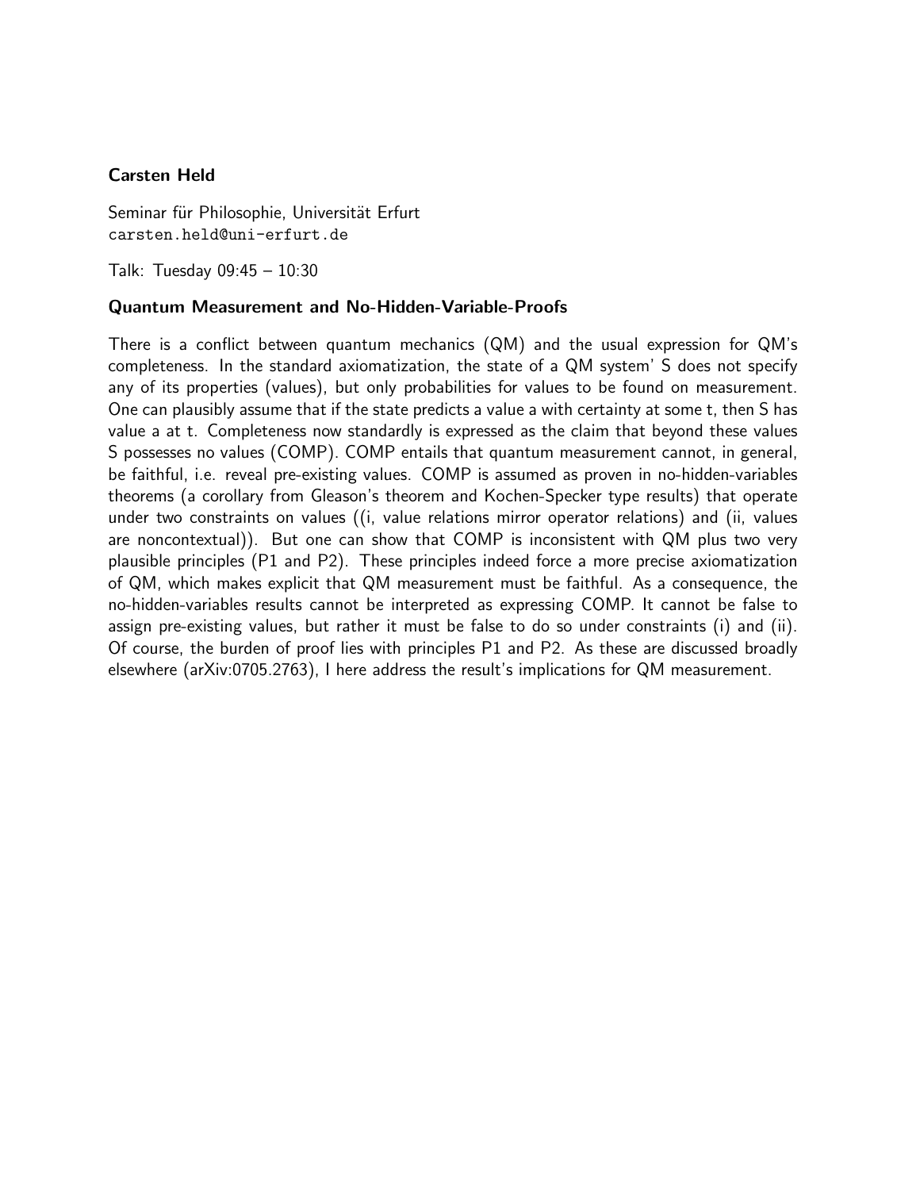**Carsten Held**

Seminar für Philosophie, Universität Erfurt
carsten.held@uni-erfurt.de

Talk: Tuesday 09:45 – 10:30

### Quantum Measurement and No-Hidden-Variable-Proofs

There is a conflict between quantum mechanics (QM) and the usual expression for QM's completeness. In the standard axiomatization, the state of a QM system' S does not specify any of its properties (values), but only probabilities for values to be found on measurement. One can plausibly assume that if the state predicts a value a with certainty at some t, then S has value a at t. Completeness now standardly is expressed as the claim that beyond these values S possesses no values (COMP). COMP entails that quantum measurement cannot, in general, be faithful, i.e. reveal pre-existing values. COMP is assumed as proven in no-hidden-variables theorems (a corollary from Gleason's theorem and Kochen-Specker type results) that operate under two constraints on values ((i, value relations mirror operator relations) and (ii, values are noncontextual)). But one can show that COMP is inconsistent with QM plus two very plausible principles (P1 and P2). These principles indeed force a more precise axiomatization of QM, which makes explicit that QM measurement must be faithful. As a consequence, the no-hidden-variables results cannot be interpreted as expressing COMP. It cannot be false to assign pre-existing values, but rather it must be false to do so under constraints (i) and (ii). Of course, the burden of proof lies with principles P1 and P2. As these are discussed broadly elsewhere (arXiv:0705.2763), I here address the result's implications for QM measurement.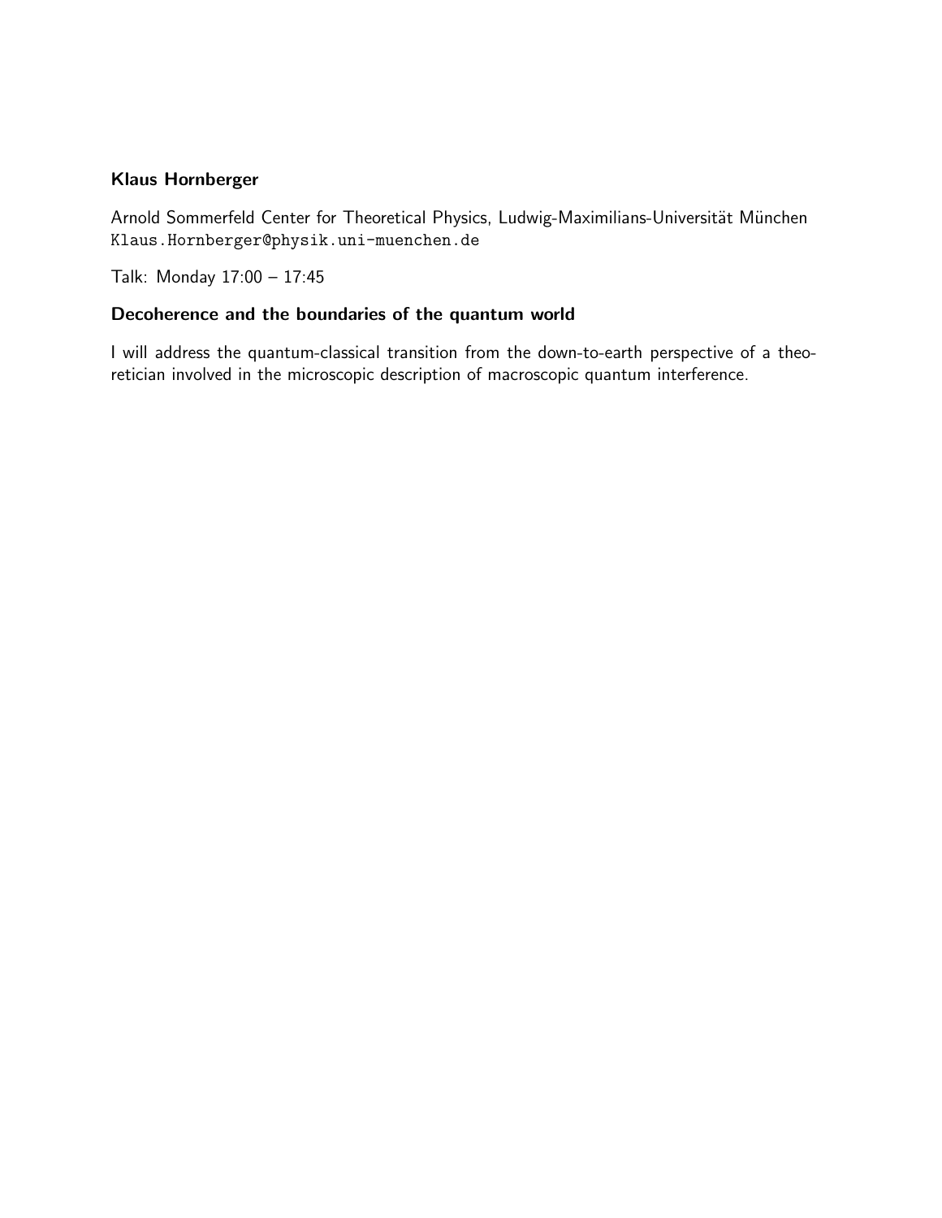**Klaus Hornberger**

Arnold Sommerfeld Center for Theoretical Physics, Ludwig-Maximilians-Universität München
`Klaus.Hornberger@physik.uni-muenchen.de`

Talk: Monday 17:00 – 17:45

**Decoherence and the boundaries of the quantum world**

I will address the quantum-classical transition from the down-to-earth perspective of a theoretician involved in the microscopic description of macroscopic quantum interference.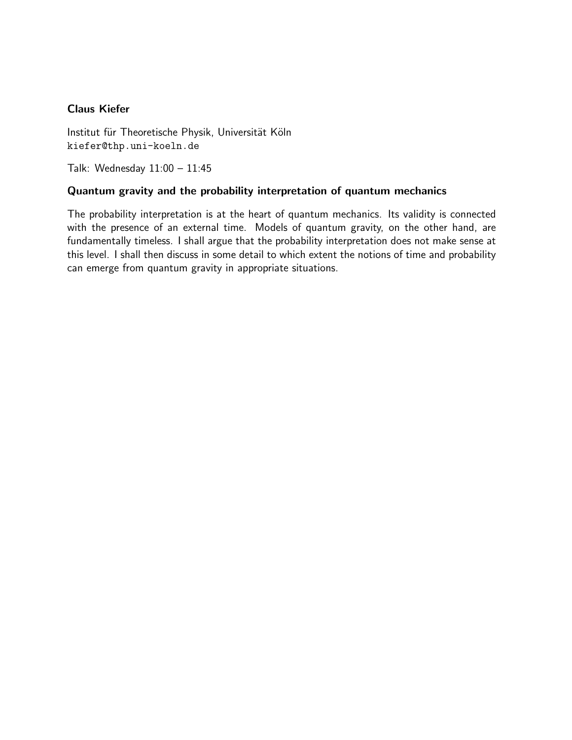**Claus Kiefer**

Institut für Theoretische Physik, Universität Köln
kiefer@thp.uni-koeln.de

Talk: Wednesday 11:00 – 11:45

**Quantum gravity and the probability interpretation of quantum mechanics**

The probability interpretation is at the heart of quantum mechanics. Its validity is connected with the presence of an external time. Models of quantum gravity, on the other hand, are fundamentally timeless. I shall argue that the probability interpretation does not make sense at this level. I shall then discuss in some detail to which extent the notions of time and probability can emerge from quantum gravity in appropriate situations.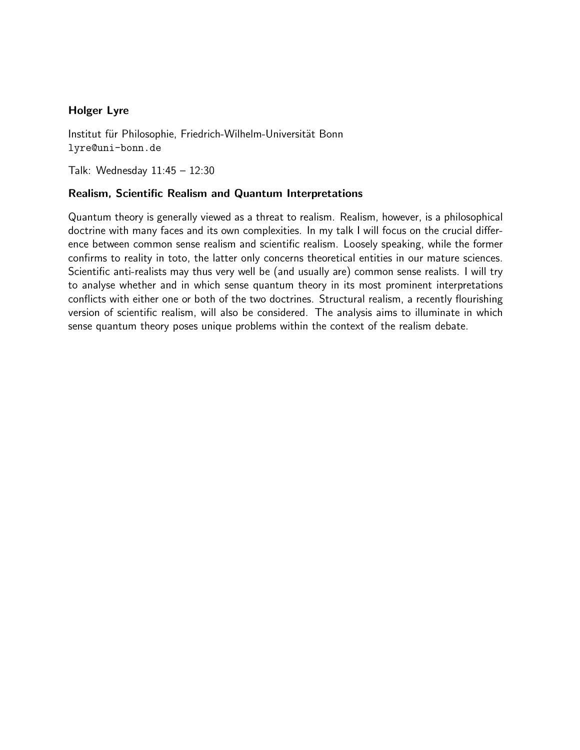**Holger Lyre**

Institut für Philosophie, Friedrich-Wilhelm-Universität Bonn
lyre@uni-bonn.de

Talk: Wednesday 11:45 – 12:30

**Realism, Scientific Realism and Quantum Interpretations**

Quantum theory is generally viewed as a threat to realism. Realism, however, is a philosophical doctrine with many faces and its own complexities. In my talk I will focus on the crucial difference between common sense realism and scientific realism. Loosely speaking, while the former confirms to reality in toto, the latter only concerns theoretical entities in our mature sciences. Scientific anti-realists may thus very well be (and usually are) common sense realists. I will try to analyse whether and in which sense quantum theory in its most prominent interpretations conflicts with either one or both of the two doctrines. Structural realism, a recently flourishing version of scientific realism, will also be considered. The analysis aims to illuminate in which sense quantum theory poses unique problems within the context of the realism debate.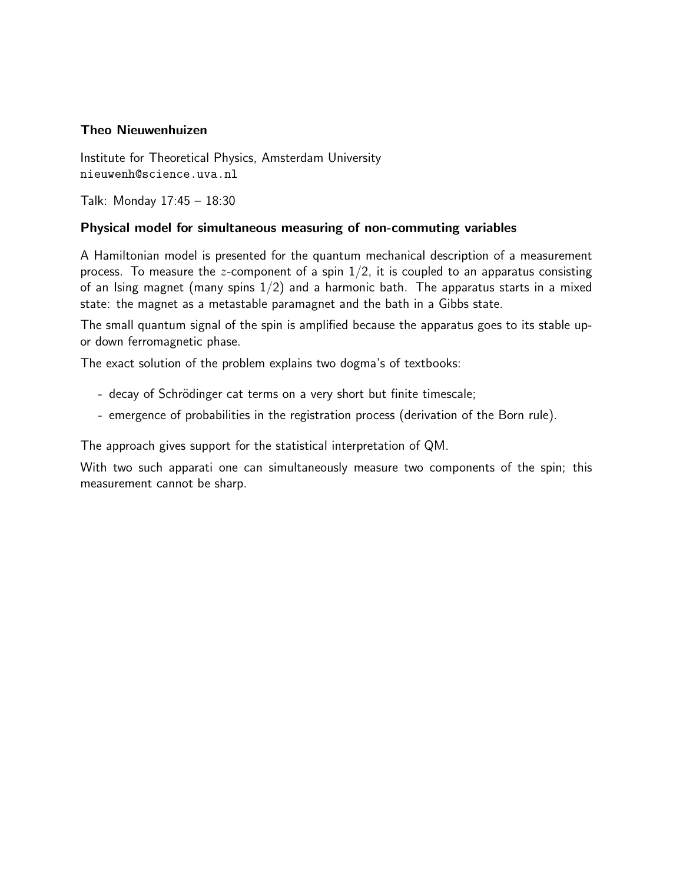**Theo Nieuwenhuizen**

Institute for Theoretical Physics, Amsterdam University
nieuwenh@science.uva.nl

Talk: Monday 17:45 – 18:30

### Physical model for simultaneous measuring of non-commuting variables

A Hamiltonian model is presented for the quantum mechanical description of a measurement process. To measure the $z$-component of a spin $1/2$, it is coupled to an apparatus consisting of an Ising magnet (many spins $1/2$) and a harmonic bath. The apparatus starts in a mixed state: the magnet as a metastable paramagnet and the bath in a Gibbs state.

The small quantum signal of the spin is amplified because the apparatus goes to its stable up- or down ferromagnetic phase.

The exact solution of the problem explains two dogma's of textbooks:

- decay of Schrödinger cat terms on a very short but finite timescale;
- emergence of probabilities in the registration process (derivation of the Born rule).

The approach gives support for the statistical interpretation of QM.

With two such apparati one can simultaneously measure two components of the spin; this measurement cannot be sharp.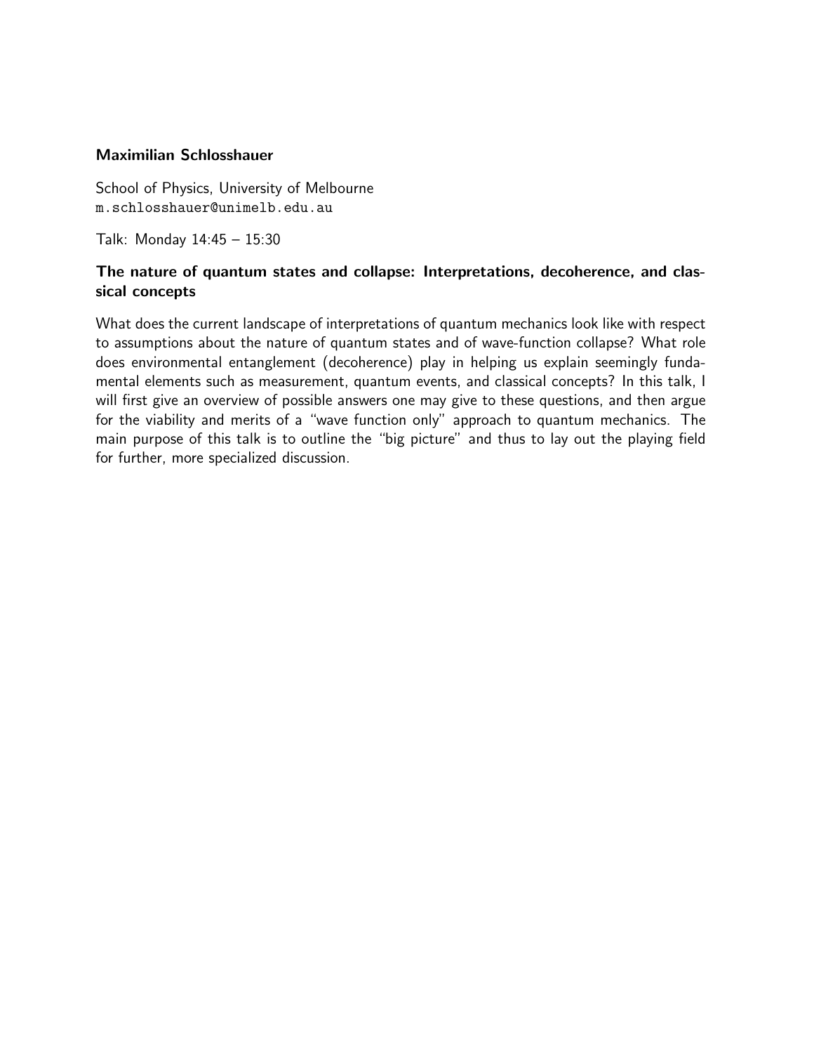**Maximilian Schlosshauer**

School of Physics, University of Melbourne
`m.schlosshauer@unimelb.edu.au`

Talk: Monday 14:45 – 15:30

### The nature of quantum states and collapse: Interpretations, decoherence, and classical concepts

What does the current landscape of interpretations of quantum mechanics look like with respect to assumptions about the nature of quantum states and of wave-function collapse? What role does environmental entanglement (decoherence) play in helping us explain seemingly fundamental elements such as measurement, quantum events, and classical concepts? In this talk, I will first give an overview of possible answers one may give to these questions, and then argue for the viability and merits of a "wave function only" approach to quantum mechanics. The main purpose of this talk is to outline the "big picture" and thus to lay out the playing field for further, more specialized discussion.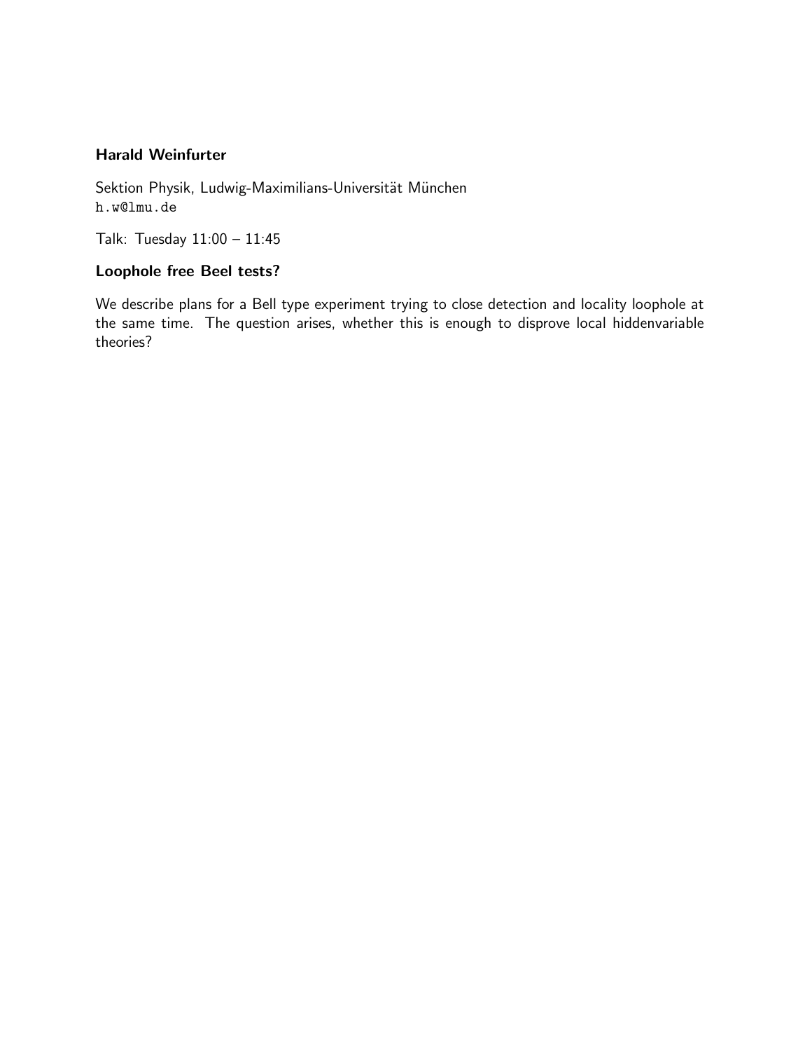**Harald Weinfurter**

Sektion Physik, Ludwig-Maximilians-Universität München
`h.w@lmu.de`

Talk: Tuesday 11:00 – 11:45

**Loophole free Beel tests?**

We describe plans for a Bell type experiment trying to close detection and locality loophole at the same time. The question arises, whether this is enough to disprove local hiddenvariable theories?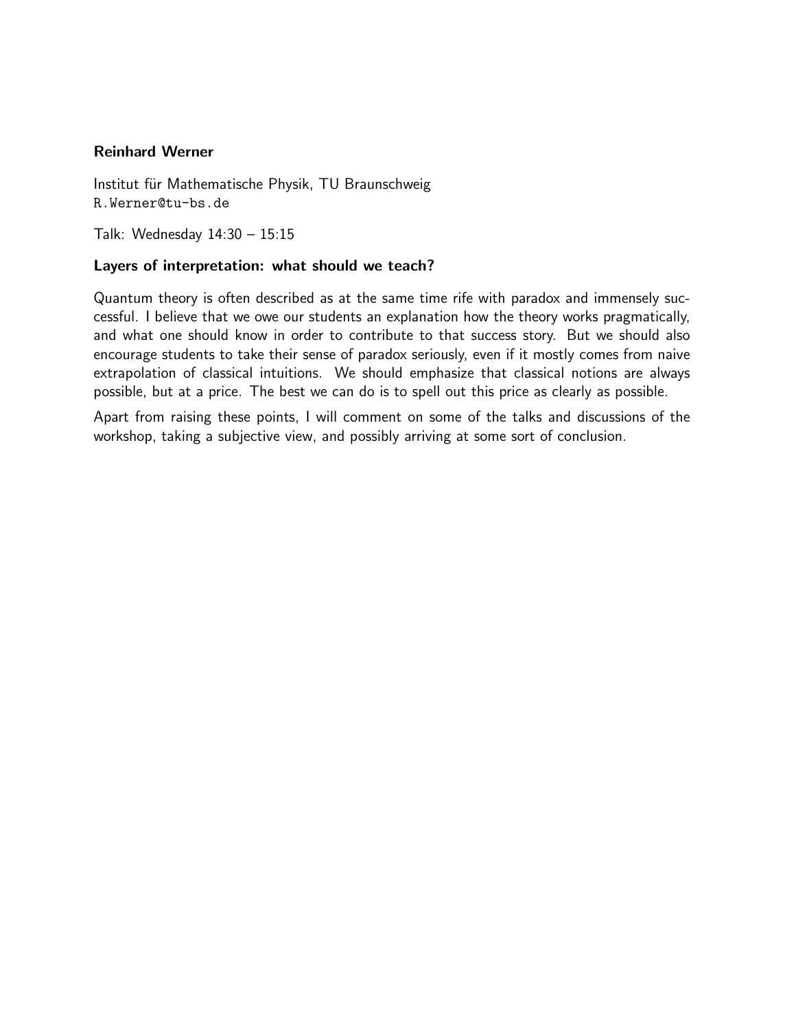**Reinhard Werner**

Institut für Mathematische Physik, TU Braunschweig
R.Werner@tu-bs.de

Talk: Wednesday 14:30 – 15:15

**Layers of interpretation: what should we teach?**

Quantum theory is often described as at the same time rife with paradox and immensely successful. I believe that we owe our students an explanation how the theory works pragmatically, and what one should know in order to contribute to that success story. But we should also encourage students to take their sense of paradox seriously, even if it mostly comes from naive extrapolation of classical intuitions. We should emphasize that classical notions are always possible, but at a price. The best we can do is to spell out this price as clearly as possible.

Apart from raising these points, I will comment on some of the talks and discussions of the workshop, taking a subjective view, and possibly arriving at some sort of conclusion.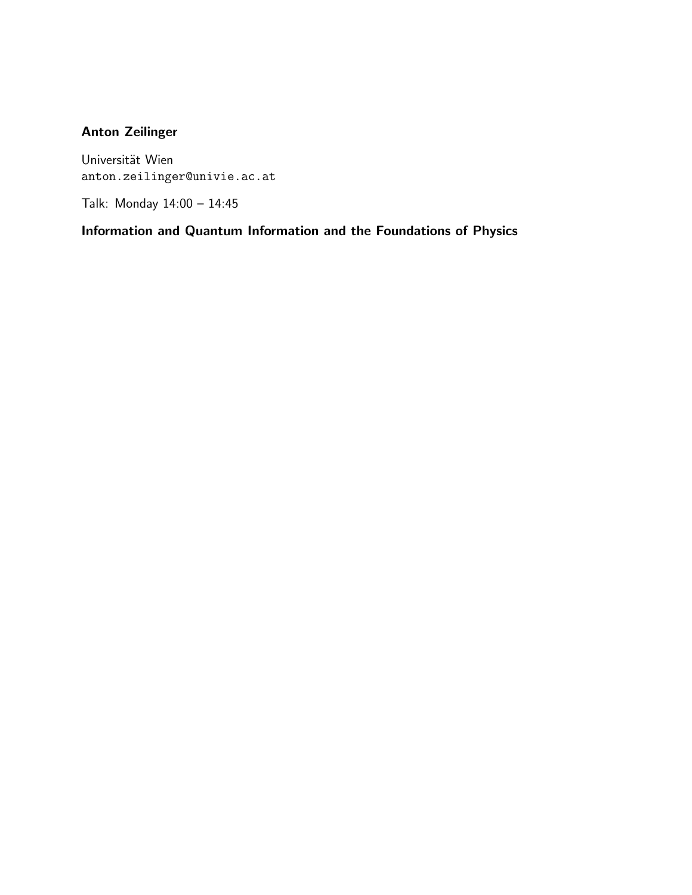**Anton Zeilinger**

Universität Wien
anton.zeilinger@univie.ac.at

Talk: Monday 14:00 – 14:45

**Information and Quantum Information and the Foundations of Physics**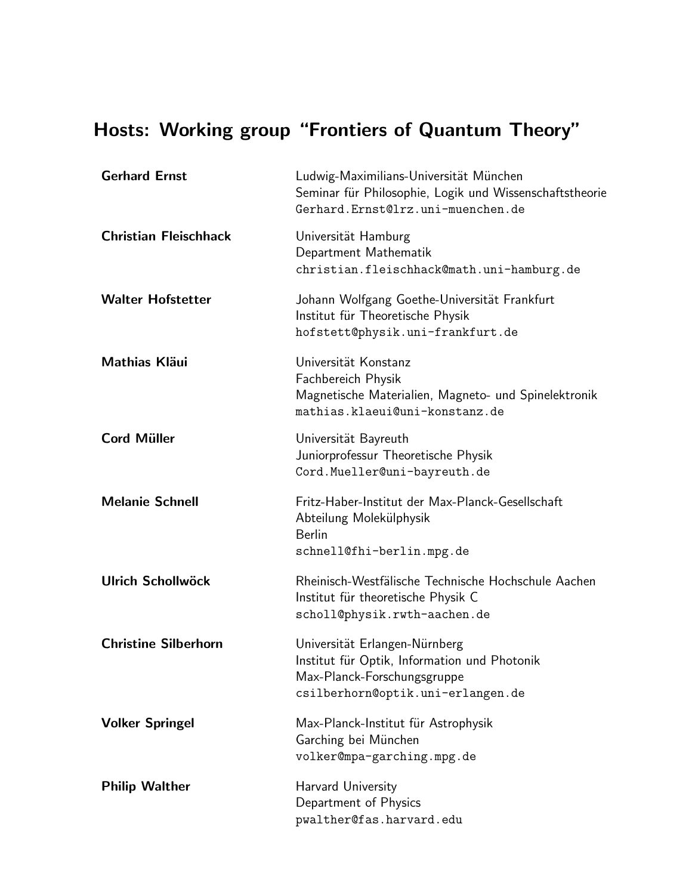## Hosts: Working group "Frontiers of Quantum Theory"

**Gerhard Ernst**
Ludwig-Maximilians-Universität München
Seminar für Philosophie, Logik und Wissenschaftstheorie
Gerhard.Ernst@lrz.uni-muenchen.de

**Christian Fleischhack**
Universität Hamburg
Department Mathematik
christian.fleischhack@math.uni-hamburg.de

**Walter Hofstetter**
Johann Wolfgang Goethe-Universität Frankfurt
Institut für Theoretische Physik
hofstett@physik.uni-frankfurt.de

**Mathias Kläui**
Universität Konstanz
Fachbereich Physik
Magnetische Materialien, Magneto- und Spinelektronik
mathias.klaeui@uni-konstanz.de

**Cord Müller**
Universität Bayreuth
Juniorprofessur Theoretische Physik
Cord.Mueller@uni-bayreuth.de

**Melanie Schnell**
Fritz-Haber-Institut der Max-Planck-Gesellschaft
Abteilung Molekülphysik
Berlin
schnell@fhi-berlin.mpg.de

**Ulrich Schollwöck**
Rheinisch-Westfälische Technische Hochschule Aachen
Institut für theoretische Physik C
scholl@physik.rwth-aachen.de

**Christine Silberhorn**
Universität Erlangen-Nürnberg
Institut für Optik, Information und Photonik
Max-Planck-Forschungsgruppe
csilberhorn@optik.uni-erlangen.de

**Volker Springel**
Max-Planck-Institut für Astrophysik
Garching bei München
volker@mpa-garching.mpg.de

**Philip Walther**
Harvard University
Department of Physics
pwalther@fas.harvard.edu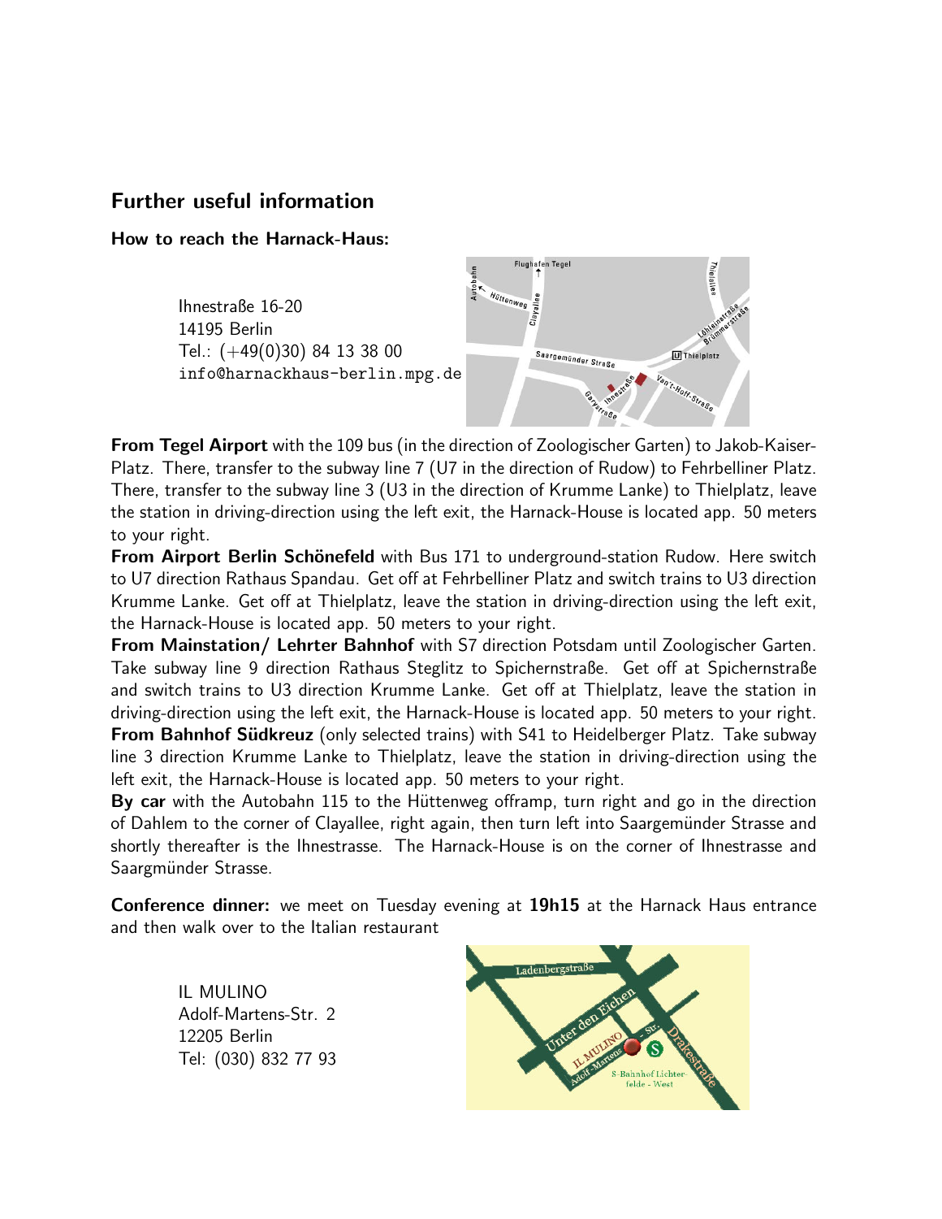## Further useful information

**How to reach the Harnack-Haus:**

Ihnestraße 16-20
14195 Berlin
Tel.: (+49(0)30) 84 13 38 00
info@harnackhaus-berlin.mpg.de

Flughafen Tegel
Autobahn
Hüttenweg
Clayallee
Thielallee
Löhleinstraße
Brümmerstraße
Saargemünder Straße
Thielplatz
Ihnestraße
Van't-Hoff-Straße
Garystraße

**From Tegel Airport** with the 109 bus (in the direction of Zoologischer Garten) to Jakob-Kaiser-Platz. There, transfer to the subway line 7 (U7 in the direction of Rudow) to Fehrbelliner Platz. There, transfer to the subway line 3 (U3 in the direction of Krumme Lanke) to Thielplatz, leave the station in driving-direction using the left exit, the Harnack-House is located app. 50 meters to your right.

**From Airport Berlin Schönefeld** with Bus 171 to underground-station Rudow. Here switch to U7 direction Rathaus Spandau. Get off at Fehrbelliner Platz and switch trains to U3 direction Krumme Lanke. Get off at Thielplatz, leave the station in driving-direction using the left exit, the Harnack-House is located app. 50 meters to your right.

**From Mainstation/ Lehrter Bahnhof** with S7 direction Potsdam until Zoologischer Garten. Take subway line 9 direction Rathaus Steglitz to Spichernstraße. Get off at Spichernstraße and switch trains to U3 direction Krumme Lanke. Get off at Thielplatz, leave the station in driving-direction using the left exit, the Harnack-House is located app. 50 meters to your right.

**From Bahnhof Südkreuz** (only selected trains) with S41 to Heidelberger Platz. Take subway line 3 direction Krumme Lanke to Thielplatz, leave the station in driving-direction using the left exit, the Harnack-House is located app. 50 meters to your right.

**By car** with the Autobahn 115 to the Hüttenweg offramp, turn right and go in the direction of Dahlem to the corner of Clayallee, right again, then turn left into Saargemünder Strasse and shortly thereafter is the Ihnestrasse. The Harnack-House is on the corner of Ihnestrasse and Saargmünder Strasse.

**Conference dinner:** we meet on Tuesday evening at **19h15** at the Harnack Haus entrance and then walk over to the Italian restaurant

IL MULINO
Adolf-Martens-Str. 2
12205 Berlin
Tel: (030) 832 77 93

Ladenbergstraße
Unter den Eichen
IL MULINO
Adolf-Martens-Str.
Drakestraße
S-Bahnhof Lichterfelde - West